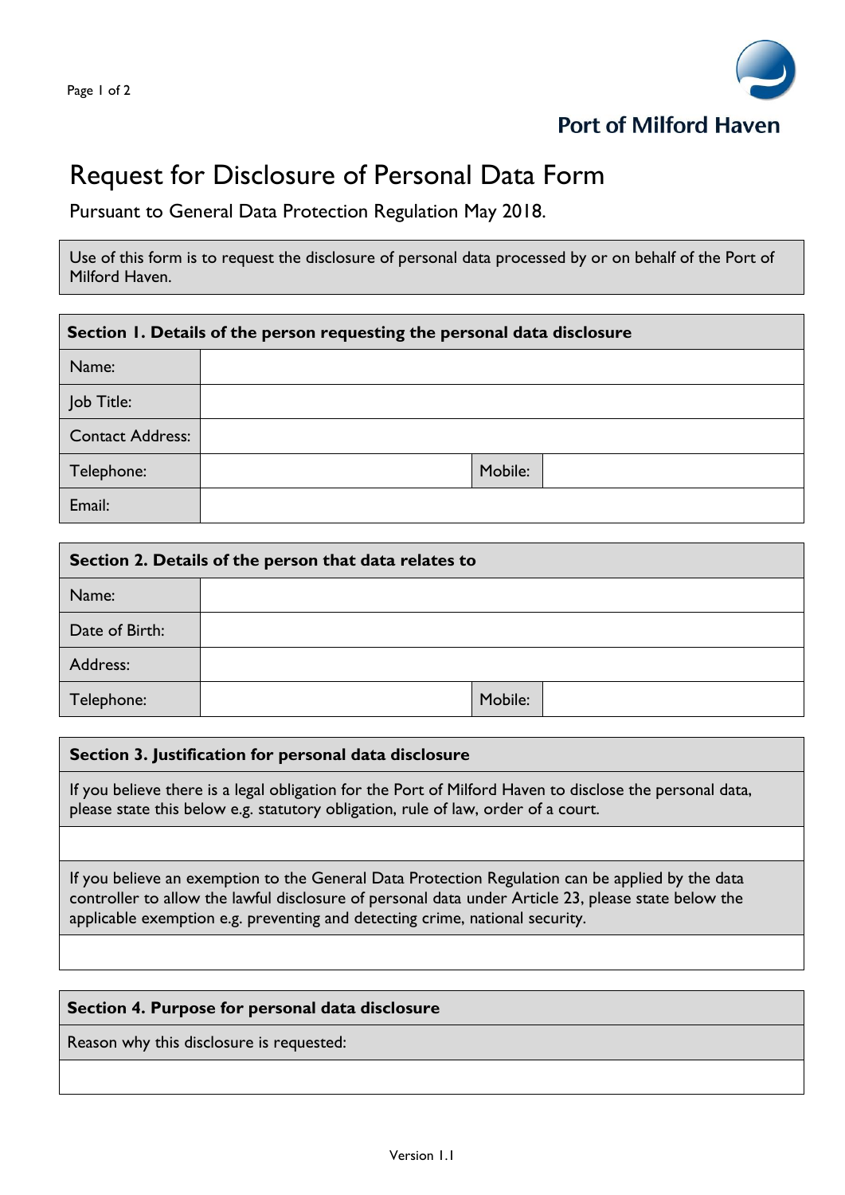Port of Milford Haven

# Request for Disclosure of Personal Data Form

Pursuant to General Data Protection Regulation May 2018.

Use of this form is to request the disclosure of personal data processed by or on behalf of the Port of Milford Haven.

| **Section 1. Details of the person requesting the personal data disclosure** | | | |
|---|---|---|---|
| Name: | | | |
| Job Title: | | | |
| Contact Address: | | | |
| Telephone: | | Mobile: | |
| Email: | | | |

| **Section 2. Details of the person that data relates to** | | | |
|---|---|---|---|
| Name: | | | |
| Date of Birth: | | | |
| Address: | | | |
| Telephone: | | Mobile: | |

| **Section 3. Justification for personal data disclosure** |
|---|
| If you believe there is a legal obligation for the Port of Milford Haven to disclose the personal data, please state this below e.g. statutory obligation, rule of law, order of a court. |
| |
| If you believe an exemption to the General Data Protection Regulation can be applied by the data controller to allow the lawful disclosure of personal data under Article 23, please state below the applicable exemption e.g. preventing and detecting crime, national security. |
| |

| **Section 4. Purpose for personal data disclosure** |
|---|
| Reason why this disclosure is requested: |
| |

Version 1.1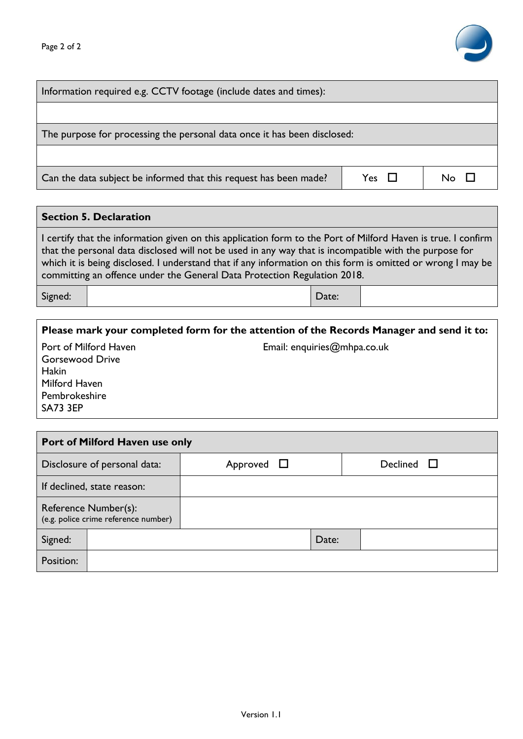| |
|---|
| Information required e.g. CCTV footage (include dates and times): |
| |
| The purpose for processing the personal data once it has been disclosed: |
| |

| | | |
|---|---|---|
| Can the data subject be informed that this request has been made? | Yes ☐ | No ☐ |

## Section 5. Declaration

I certify that the information given on this application form to the Port of Milford Haven is true. I confirm that the personal data disclosed will not be used in any way that is incompatible with the purpose for which it is being disclosed. I understand that if any information on this form is omitted or wrong I may be committing an offence under the General Data Protection Regulation 2018.

| | | | |
|---|---|---|---|
| Signed: | | Date: | |

**Please mark your completed form for the attention of the Records Manager and send it to:**

Port of Milford Haven
Gorsewood Drive
Hakin
Milford Haven
Pembrokeshire
SA73 3EP

Email: enquiries@mhpa.co.uk

**Port of Milford Haven use only**

| | | |
|---|---|---|
| Disclosure of personal data: | Approved ☐ | Declined ☐ |
| If declined, state reason: | | |
| Reference Number(s): (e.g. police crime reference number) | | |

| | | | |
|---|---|---|---|
| Signed: | | Date: | |
| Position: | | | |